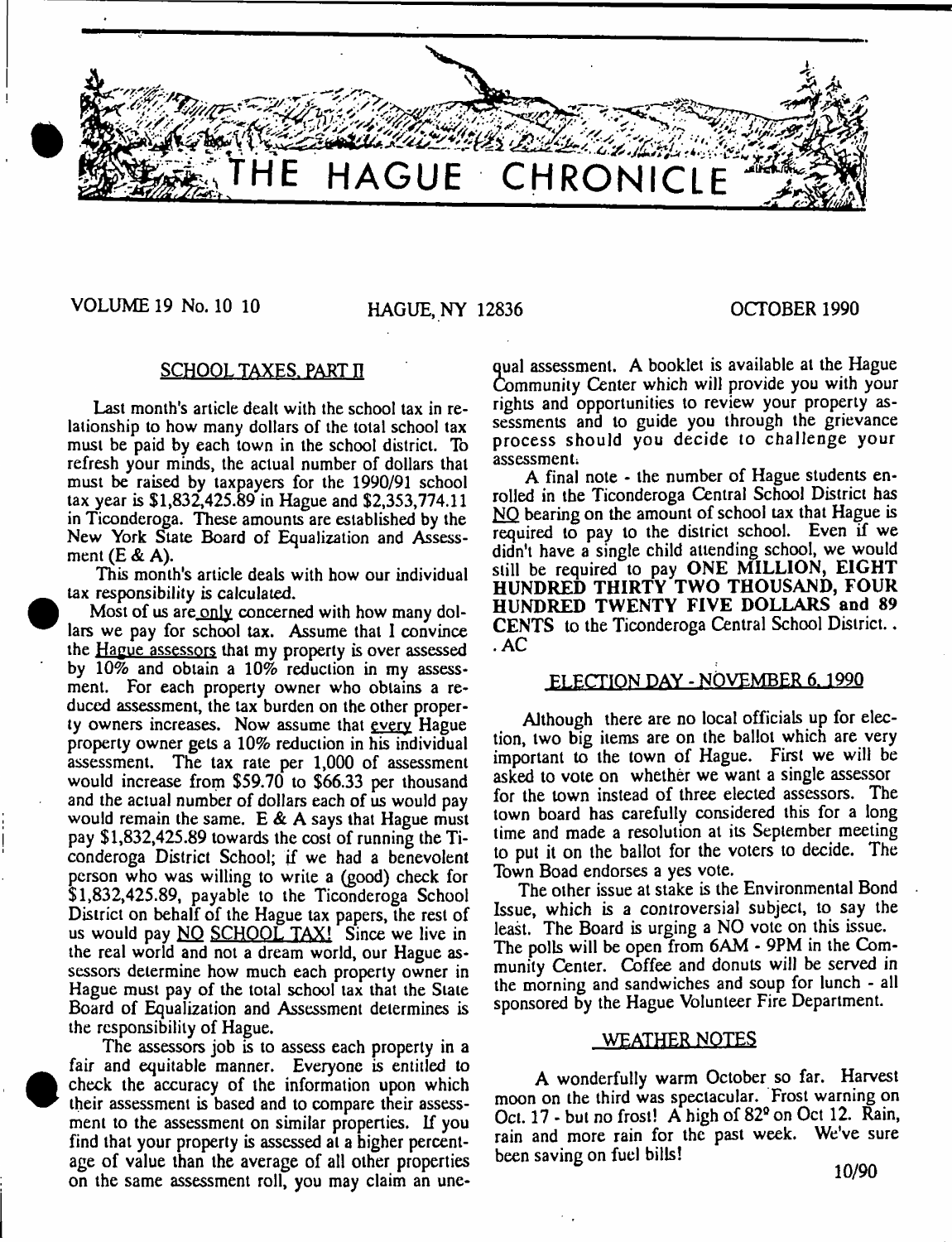# THE HAGUE CHRONICLE

VOLUME 19 No. 10 10 HAGUE, NY 12836 OCTOBER 1990

## SCHOOL TAXES, PART II

Last month's article dealt with the school tax in relationship to how many dollars of the total school tax must be paid by each town in the school district. To refresh your minds, the actual number of dollars that must be raised by taxpayers for the 1990/91 school tax year is $1,832,425.89 in Hague and $2,353,774.11 in Ticonderoga. These amounts are established by the New York State Board of Equalization and Assessment (E & A).

This month's article deals with how our individual tax responsibility is calculated.

Most of us are only concerned with how many dollars we pay for school tax. Assume that I convince the Hague assessors that my property is over assessed by 10% and obtain a 10% reduction in my assessment. For each property owner who obtains a reduced assessment, the tax burden on the other property owners increases. Now assume that every Hague property owner gets a 10% reduction in his individual assessment. The tax rate per 1,000 of assessment would increase from $59.70 to $66.33 per thousand and the actual number of dollars each of us would pay would remain the same. E & A says that Hague must pay $1,832,425.89 towards the cost of running the Ticonderoga District School; if we had a benevolent person who was willing to write a (good) check for $1,832,425.89, payable to the Ticonderoga School District on behalf of the Hague tax papers, the rest of us would pay NO SCHOOL TAX! Since we live in the real world and not a dream world, our Hague assessors determine how much each property owner in Hague must pay of the total school tax that the State Board of Equalization and Assessment determines is the responsibility of Hague.

The assessors job is to assess each property in a fair and equitable manner. Everyone is entitled to check the accuracy of the information upon which their assessment is based and to compare their assessment to the assessment on similar properties. If you find that your property is assessed at a higher percentage of value than the average of all other properties on the same assessment roll, you may claim an unequal assessment. A booklet is available at the Hague Community Center which will provide you with your rights and opportunities to review your property assessments and to guide you through the grievance process should you decide to challenge your assessment.

A final note - the number of Hague students enrolled in the Ticonderoga Central School District has NO bearing on the amount of school tax that Hague is required to pay to the district school. Even if we didn't have a single child attending school, we would still be required to pay **ONE MILLION, EIGHT HUNDRED THIRTY TWO THOUSAND, FOUR HUNDRED TWENTY FIVE DOLLARS and 89 CENTS** to the Ticonderoga Central School District. . . AC

## ELECTION DAY - NOVEMBER 6, 1990

Although there are no local officials up for election, two big items are on the ballot which are very important to the town of Hague. First we will be asked to vote on whether we want a single assessor for the town instead of three elected assessors. The town board has carefully considered this for a long time and made a resolution at its September meeting to put it on the ballot for the voters to decide. The Town Boad endorses a yes vote.

The other issue at stake is the Environmental Bond Issue, which is a controversial subject, to say the least. The Board is urging a NO vote on this issue. The polls will be open from 6AM - 9PM in the Community Center. Coffee and donuts will be served in the morning and sandwiches and soup for lunch - all sponsored by the Hague Volunteer Fire Department.

## WEATHER NOTES

A wonderfully warm October so far. Harvest moon on the third was spectacular. Frost warning on Oct. 17 - but no frost! A high of 82° on Oct 12. Rain, rain and more rain for the past week. We've sure been saving on fuel bills!

10/90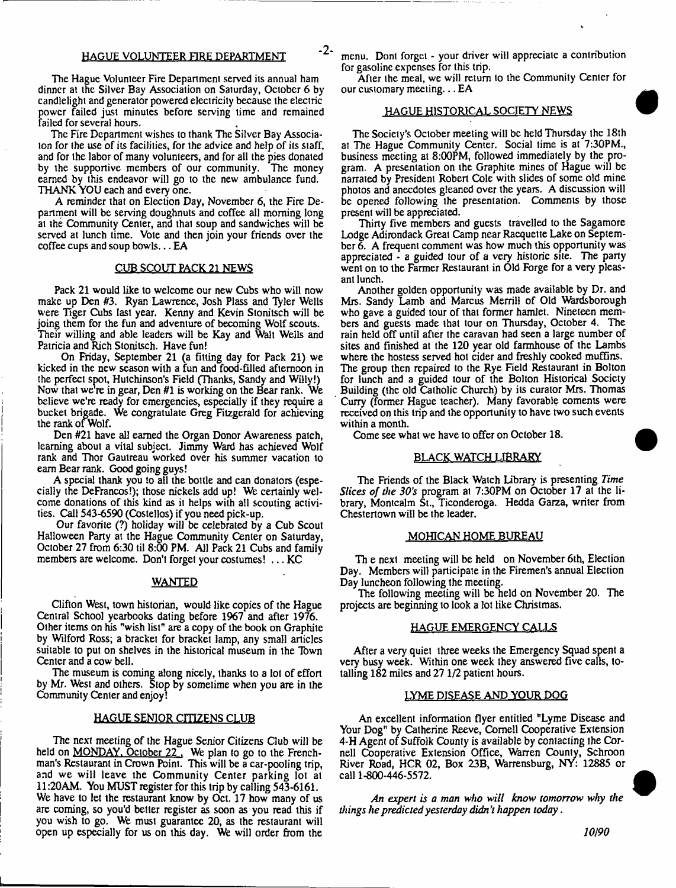## HAGUE VOLUNTEER FIRE DEPARTMENT

The Hague Volunteer Fire Department served its annual ham dinner at the Silver Bay Association on Saturday, October 6 by candlelight and generator powered electricity because the electric power failed just minutes before serving time and remained failed for several hours.

The Fire Department wishes to thank The Silver Bay Association for the use of its facilities, for the advice and help of its staff, and for the labor of many volunteers, and for all the pies donated by the supportive members of our community. The money earned by this endeavor will go to the new ambulance fund. THANK YOU each and every one.

A reminder that on Election Day, November 6, the Fire Department will be serving doughnuts and coffee all morning long at the Community Center, and that soup and sandwiches will be served at lunch time. Vote and then join your friends over the coffee cups and soup bowls... EA

## CUB SCOUT PACK 21 NEWS

Pack 21 would like to welcome our new Cubs who will now make up Den #3. Ryan Lawrence, Josh Plass and Tyler Wells were Tiger Cubs last year. Kenny and Kevin Stonitsch will be joining them for the fun and adventure of becoming Wolf scouts. Their willing and able leaders will be Kay and Walt Wells and Patricia and Rich Stonitsch. Have fun!

On Friday, September 21 (a fitting day for Pack 21) we kicked in the new season with a fun and food-filled afternoon in the perfect spot, Hutchinson's Field (Thanks, Sandy and Willy!) Now that we're in gear, Den #1 is working on the Bear rank. We believe we're ready for emergencies, especially if they require a bucket brigade. We congratulate Greg Fitzgerald for achieving the rank of Wolf.

Den #21 have all earned the Organ Donor Awareness patch, learning about a vital subject. Jimmy Ward has achieved Wolf rank and Thor Gautreau worked over his summer vacation to earn Bear rank. Good going guys!

A special thank you to all the bottle and can donators (especially the DeFrancos!); those nickels add up! We certainly welcome donations of this kind as it helps with all scouting activities. Call 543-6590 (Costellos) if you need pick-up.

Our favorite (?) holiday will be celebrated by a Cub Scout Halloween Party at the Hague Community Center on Saturday, October 27 from 6:30 til 8:00 PM. All Pack 21 Cubs and family members are welcome. Don't forget your costumes! ... KC

## WANTED

Clifton West, town historian, would like copies of the Hague Central School yearbooks dating before 1967 and after 1976. Other items on his "wish list" are a copy of the book on Graphite by Wilford Ross; a bracket for bracket lamp, any small articles suitable to put on shelves in the historical museum in the Town Center and a cow bell.

The museum is coming along nicely, thanks to a lot of effort by Mr. West and others. Stop by sometime when you are in the Community Center and enjoy!

## HAGUE SENIOR CITIZENS CLUB

The next meeting of the Hague Senior Citizens Club will be held on MONDAY, October 22. We plan to go to the Frenchman's Restaurant in Crown Point. This will be a car-pooling trip, and we will leave the Community Center parking lot at 11:20AM. You MUST register for this trip by calling 543-6161. We have to let the restaurant know by Oct. 17 how many of us are coming, so you'd better register as soon as you read this if you wish to go. We must guarantee 20, as the restaurant will open up especially for us on this day. We will order from the menu. Dont forget - your driver will appreciate a contribution for gasoline expenses for this trip.

After the meal, we will return to the Community Center for our customary meeting... EA

## HAGUE HISTORICAL SOCIETY NEWS

The Society's October meeting will be held Thursday the 18th at The Hague Community Center. Social time is at 7:30PM., business meeting at 8:00PM, followed immediately by the program. A presentation on the Graphite mines of Hague will be narrated by President Robert Cole with slides of some old mine photos and anecdotes gleaned over the years. A discussion will be opened following the presentation. Comments by those present will be appreciated.

Thirty five members and guests travelled to the Sagamore Lodge Adirondack Great Camp near Racquette Lake on September 6. A frequent comment was how much this opportunity was appreciated - a guided tour of a very historic site. The party went on to the Farmer Restaurant in Old Forge for a very pleasant lunch.

Another golden opportunity was made available by Dr. and Mrs. Sandy Lamb and Marcus Merrill of Old Wardsborough who gave a guided tour of that former hamlet. Nineteen members and guests made that tour on Thursday, October 4. The rain held off until after the caravan had seen a large number of sites and finished at the 120 year old farmhouse of the Lambs where the hostess served hot cider and freshly cooked muffins. The group then repaired to the Rye Field Restaurant in Bolton for lunch and a guided tour of the Bolton Historical Society Building (the old Catholic Church) by its curator Mrs. Thomas Curry (former Hague teacher). Many favorable coments were received on this trip and the opportunity to have two such events within a month.

Come see what we have to offer on October 18.

## BLACK WATCH LIBRARY

The Friends of the Black Watch Library is presenting *Time Slices of the 30's* program at 7:30PM on October 17 at the library, Montcalm St., Ticonderoga. Hedda Garza, writer from Chestertown will be the leader.

## MOHICAN HOME BUREAU

The next meeting will be held on November 6th, Election Day. Members will participate in the Firemen's annual Election Day luncheon following the meeting.

The following meeting will be held on November 20. The projects are beginning to look a lot like Christmas.

## HAGUE EMERGENCY CALLS

After a very quiet three weeks the Emergency Squad spent a very busy week. Within one week they answered five calls, totalling 182 miles and 27 1/2 patient hours.

## LYME DISEASE AND YOUR DOG

An excellent information flyer entitled "Lyme Disease and Your Dog" by Catherine Reeve, Cornell Cooperative Extension 4-H Agent of Suffolk County is available by contacting the Cornell Cooperative Extension Office, Warren County, Schroon River Road, HCR 02, Box 23B, Warrensburg, NY: 12885 or call 1-800-446-5572.

*An expert is a man who will know tomorrow why the things he predicted yesterday didn't happen today.*

10/90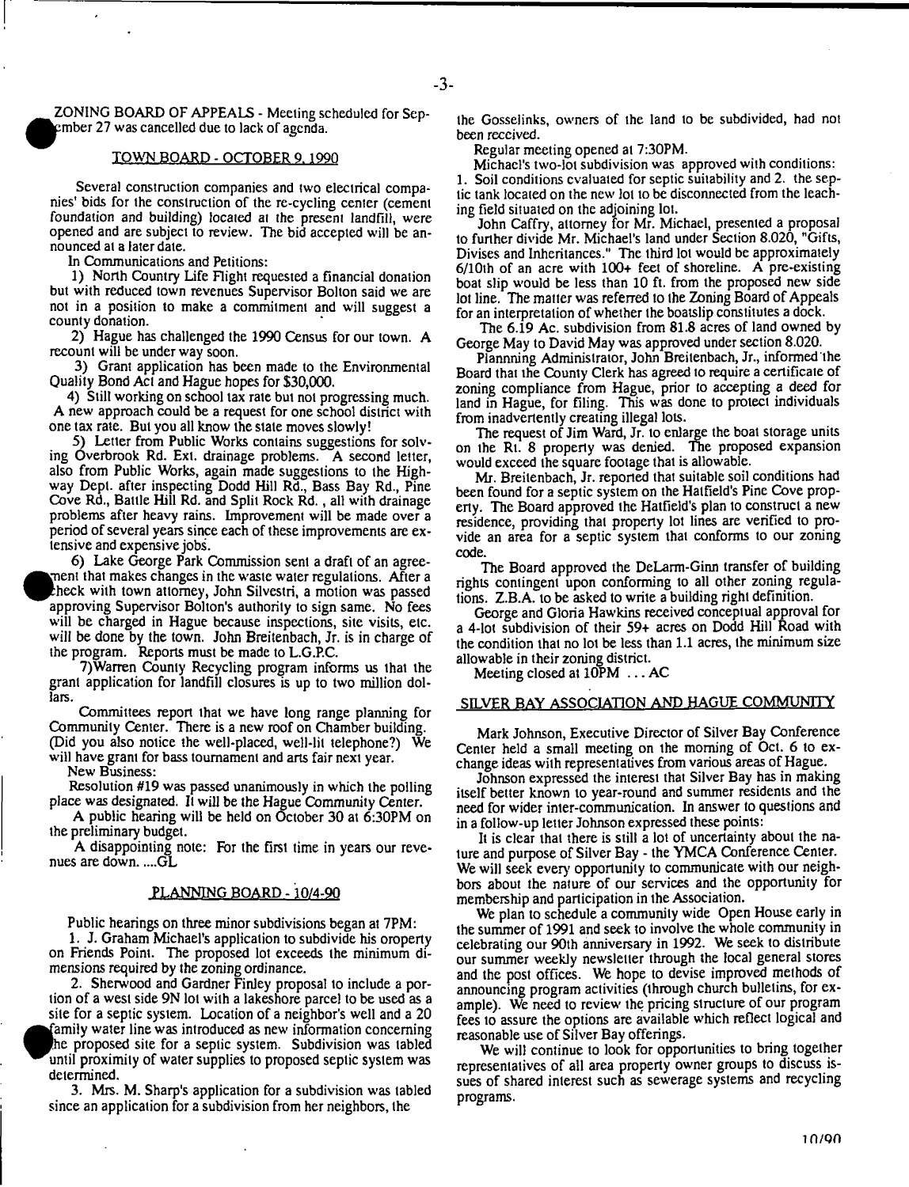ZONING BOARD OF APPEALS - Meeting scheduled for September 27 was cancelled due to lack of agenda.

## TOWN BOARD - OCTOBER 9, 1990

Several construction companies and two electrical companies' bids for the construction of the re-cycling center (cement foundation and building) located at the present landfill, were opened and are subject to review. The bid accepted will be announced at a later date.

In Communications and Petitions:

1) North Country Life Flight requested a financial donation but with reduced town revenues Supervisor Bolton said we are not in a position to make a commitment and will suggest a county donation.

2) Hague has challenged the 1990 Census for our town. A recount will be under way soon.

3) Grant application has been made to the Environmental Quality Bond Act and Hague hopes for $30,000.

4) Still working on school tax rate but not progressing much. A new approach could be a request for one school district with one tax rate. But you all know the state moves slowly!

5) Letter from Public Works contains suggestions for solving Overbrook Rd. Ext. drainage problems. A second letter, also from Public Works, again made suggestions to the Highway Dept. after inspecting Dodd Hill Rd., Bass Bay Rd., Pine Cove Rd., Battle Hill Rd. and Split Rock Rd., all with drainage problems after heavy rains. Improvement will be made over a period of several years since each of these improvements are extensive and expensive jobs.

6) Lake George Park Commission sent a draft of an agreement that makes changes in the waste water regulations. After a check with town attorney, John Silvestri, a motion was passed approving Supervisor Bolton's authority to sign same. No fees will be charged in Hague because inspections, site visits, etc. will be done by the town. John Breitenbach, Jr. is in charge of the program. Reports must be made to L.G.P.C.

7) Warren County Recycling program informs us that the grant application for landfill closures is up to two million dollars.

Committees report that we have long range planning for Community Center. There is a new roof on Chamber building. (Did you also notice the well-placed, well-lit telephone?) We will have grant for bass tournament and arts fair next year.

New Business:

Resolution #19 was passed unanimously in which the polling place was designated. It will be the Hague Community Center.

A public hearing will be held on October 30 at 6:30PM on the preliminary budget.

A disappointing note: For the first time in years our revenues are down. ....GL

## PLANNING BOARD - 10/4-90

Public hearings on three minor subdivisions began at 7PM:

1. J. Graham Michael's application to subdivide his property on Friends Point. The proposed lot exceeds the minimum dimensions required by the zoning ordinance.

2. Sherwood and Gardner Finley proposal to include a portion of a west side 9N lot with a lakeshore parcel to be used as a site for a septic system. Location of a neighbor's well and a 20 family water line was introduced as new information concerning the proposed site for a septic system. Subdivision was tabled until proximity of water supplies to proposed septic system was determined.

3. Mrs. M. Sharp's application for a subdivision was tabled since an application for a subdivision from her neighbors, the the Gosselinks, owners of the land to be subdivided, had not been received.

Regular meeting opened at 7:30PM.

Michael's two-lot subdivision was approved with conditions: 1. Soil conditions evaluated for septic suitability and 2. the septic tank located on the new lot to be disconnected from the leaching field situated on the adjoining lot.

John Caffry, attorney for Mr. Michael, presented a proposal to further divide Mr. Michael's land under Section 8.020, "Gifts, Divises and Inheritances." The third lot would be approximately 6/10th of an acre with 100+ feet of shoreline. A pre-existing boat slip would be less than 10 ft. from the proposed new side lot line. The matter was referred to the Zoning Board of Appeals for an interpretation of whether the boatslip constitutes a dock.

The 6.19 Ac. subdivision from 81.8 acres of land owned by George May to David May was approved under section 8.020.

Plannning Administrator, John Breitenbach, Jr., informed the Board that the County Clerk has agreed to require a certificate of zoning compliance from Hague, prior to accepting a deed for land in Hague, for filing. This was done to protect individuals from inadvertently creating illegal lots.

The request of Jim Ward, Jr. to enlarge the boat storage units on the Rt. 8 property was denied. The proposed expansion would exceed the square footage that is allowable.

Mr. Breitenbach, Jr. reported that suitable soil conditions had been found for a septic system on the Hatfield's Pine Cove property. The Board approved the Hatfield's plan to construct a new residence, providing that property lot lines are verified to provide an area for a septic system that conforms to our zoning code.

The Board approved the DeLarm-Ginn transfer of building rights contingent upon conforming to all other zoning regulations. Z.B.A. to be asked to write a building right definition.

George and Gloria Hawkins received conceptual approval for a 4-lot subdivision of their 59+ acres on Dodd Hill Road with the condition that no lot be less than 1.1 acres, the minimum size allowable in their zoning district.

Meeting closed at 10PM ... AC

## SILVER BAY ASSOCIATION AND HAGUE COMMUNITY

Mark Johnson, Executive Director of Silver Bay Conference Center held a small meeting on the morning of Oct. 6 to exchange ideas with representatives from various areas of Hague.

Johnson expressed the interest that Silver Bay has in making itself better known to year-round and summer residents and the need for wider inter-communication. In answer to questions and in a follow-up letter Johnson expressed these points:

It is clear that there is still a lot of uncertainty about the nature and purpose of Silver Bay - the YMCA Conference Center. We will seek every opportunity to communicate with our neighbors about the nature of our services and the opportunity for membership and participation in the Association.

We plan to schedule a community wide Open House early in the summer of 1991 and seek to involve the whole community in celebrating our 90th anniversary in 1992. We seek to distribute our summer weekly newsletter through the local general stores and the post offices. We hope to devise improved methods of announcing program activities (through church bulletins, for example). We need to review the pricing structure of our program fees to assure the options are available which reflect logical and reasonable use of Silver Bay offerings.

We will continue to look for opportunities to bring together representatives of all area property owner groups to discuss issues of shared interest such as sewerage systems and recycling programs.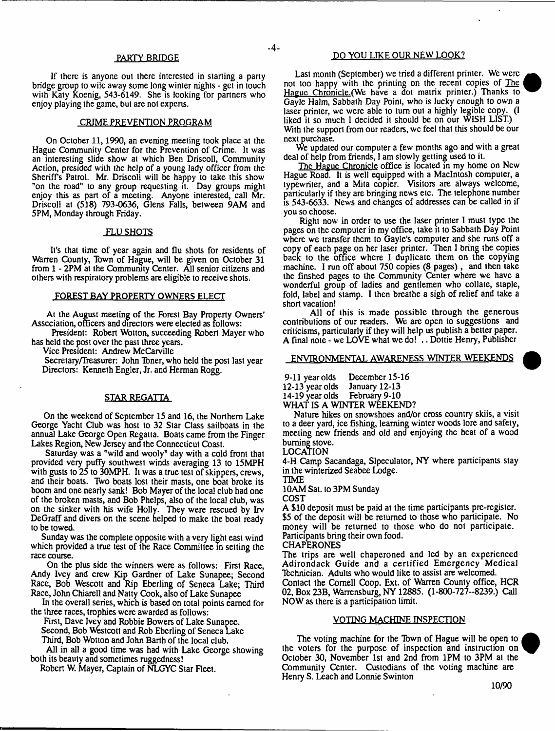## PARTY BRIDGE

If there is anyone out there interested in starting a party bridge group to wile away some long winter nights - get in touch with Katy Koenig, 543-6149. She is looking for partners who enjoy playing the game, but are not experts.

## CRIME PREVENTION PROGRAM

On October 11, 1990, an evening meeting took place at the Hague Community Center for the Prevention of Crime. It was an interesting slide show at which Ben Driscoll, Community Action, presided with the help of a young lady officer from the Sheriff's Patrol. Mr. Driscoll will be happy to take this show "on the road" to any group requesting it. Day groups might enjoy this as part of a meeting. Anyone interested, call Mr. Driscoll at (518) 793-0636, Glens Falls, between 9AM and 5PM, Monday through Friday.

## FLU SHOTS

It's that time of year again and flu shots for residents of Warren County, Town of Hague, will be given on October 31 from 1 - 2PM at the Community Center. All senior citizens and others with respiratory problems are eligible to receive shots.

## FOREST BAY PROPERTY OWNERS ELECT

At the August meeting of the Forest Bay Property Owners' Association, officers and directors were elected as follows:

President: Robert Wotton, succeeding Robert Mayer who has held the post over the past three years.

Vice President: Andrew McCarville

Secretary/Treasurer: John Toner, who held the post last year

Directors: Kenneth Engler, Jr. and Herman Rogg.

## STAR REGATTA

On the weekend of September 15 and 16, the Northern Lake George Yacht Club was host to 32 Star Class sailboats in the annual Lake George Open Regatta. Boats came from the Finger Lakes Region, New Jersey and the Connecticut Coast.

Saturday was a "wild and wooly" day with a cold front that provided very puffy southwest winds averaging 13 to 15MPH with gusts to 25 to 30MPH. It was a true test of skippers, crews, and their boats. Two boats lost their masts, one boat broke its boom and one nearly sank! Bob Mayer of the local club had one of the broken masts, and Bob Phelps, also of the local club, was on the sinker with his wife Holly. They were rescued by Irv DeGraff and divers on the scene helped to make the boat ready to be towed.

Sunday was the complete opposite with a very light east wind which provided a true test of the Race Committee in setting the race course.

On the plus side the winners were as follows: First Race, Andy Ivey and crew Kip Gardner of Lake Sunapee; Second Race, Bob Wescott and Rip Eberling of Seneca Lake; Third Race, John Chiarell and Natty Cook, also of Lake Sunapee

In the overall series, which is based on total points earned for the three races, trophies were awarded as follows:

First, Dave Ivey and Robbie Bowers of Lake Sunapee.
Second, Bob Westcott and Rob Eberling of Seneca Lake
Third, Bob Wotton and John Barth of the local club.

All in all a good time was had with Lake George showing both its beauty and sometimes ruggedness!

Robert W. Mayer, Captain of NLGYC Star Fleet.

## DO YOU LIKE OUR NEW LOOK?

Last month (September) we tried a different printer. We were not too happy with the printing on the recent copies of The Hague Chronicle.(We have a dot matrix printer.) Thanks to Gayle Halm, Sabbath Day Point, who is lucky enough to own a laser printer, we were able to turn out a highly legible copy. (I liked it so much I decided it should be on our WISH LIST.) With the support from our readers, we feel that this should be our next purchase.

We updated our computer a few months ago and with a great deal of help from friends, I am slowly getting used to it.

The Hague Chronicle office is located in my home on New Hague Road. It is well equipped with a MacIntosh computer, a typewriter, and a Mita copier. Visitors are always welcome, particularly if they are bringing news etc. The telephone number is 543-6633. News and changes of addresses can be called in if you so choose.

Right now in order to use the laser printer I must type the pages on the computer in my office, take it to Sabbath Day Point where we transfer them to Gayle's computer and she runs off a copy of each page on her laser printer. Then I bring the copies back to the office where I duplicate them on the copying machine. I run off about 750 copies (8 pages) , and then take the finshed pages to the Community Center where we have a wonderful group of ladies and gentlemen who collate, staple, fold, label and stamp. I then breathe a sigh of relief and take a short vacation!

All of this is made possible through the generous contributions of our readers. We are open to suggestions and criticisms, particularly if they will help us publish a better paper. A final note - we LOVE what we do! .. Dottie Henry, Publisher

## ENVIRONMENTAL AWARENESS WINTER WEEKENDS

9-11 year olds December 15-16
12-13 year olds January 12-13
14-19 year olds February 9-10

WHAT IS A WINTER WEEKEND?

Nature hikes on snowshoes and/or cross country skiis, a visit to a deer yard, ice fishing, learning winter woods lore and safety, meeting new friends and old and enjoying the heat of a wood burning stove.

LOCATION

4-H Camp Sacandaga, Slpeculator, NY where participants stay in the winterized Seabee Lodge.

TIME

10AM Sat. to 3PM Sunday

COST

A $10 deposit must be paid at the time participants pre-register. $5 of the deposit will be returned to those who participate. No money will be returned to those who do not participate. Participants bring their own food.

CHAPERONES

The trips are well chaperoned and led by an experienced Adirondack Guide and a certified Emergency Medical Technician. Adults who would like to assist are welcomed. Contact the Cornell Coop. Ext. of Warren County office, HCR 02, Box 23B, Warrensburg, NY 12885. (1-800-727--8239.) Call NOW as there is a participation limit.

## VOTING MACHINE INSPECTION

The voting machine for the Town of Hague will be open to the voters for the purpose of inspection and instruction on October 30, November 1st and 2nd from 1PM to 3PM at the Community Center. Custodians of the voting machine are Henry S. Leach and Lonnie Swinton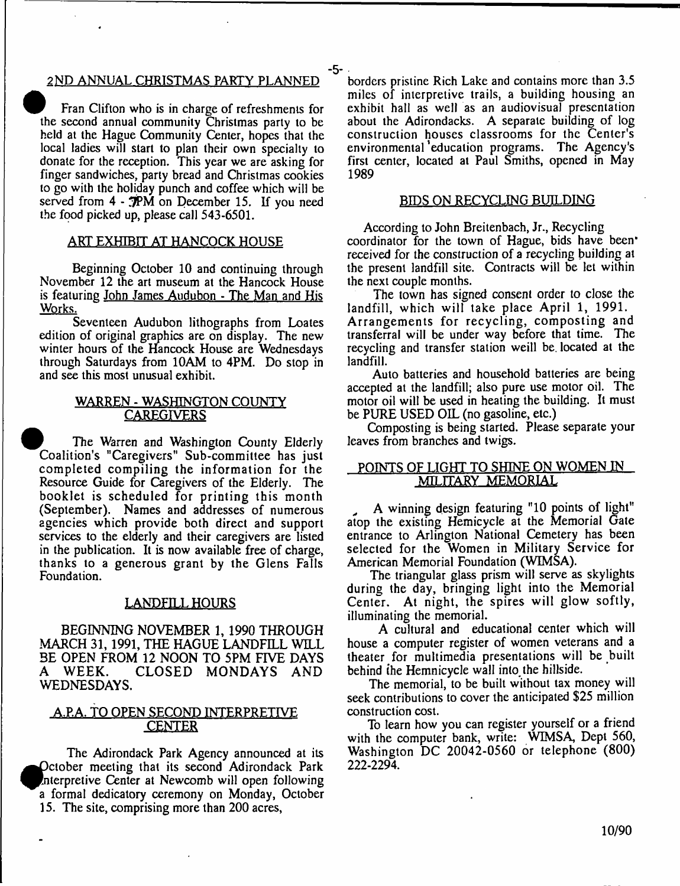## 2ND ANNUAL CHRISTMAS PARTY PLANNED

Fran Clifton who is in charge of refreshments for the second annual community Christmas party to be held at the Hague Community Center, hopes that the local ladies will start to plan their own specialty to donate for the reception. This year we are asking for finger sandwiches, party bread and Christmas cookies to go with the holiday punch and coffee which will be served from 4 - 7PM on December 15. If you need the food picked up, please call 543-6501.

## ART EXHIBIT AT HANCOCK HOUSE

Beginning October 10 and continuing through November 12 the art museum at the Hancock House is featuring John James Audubon - The Man and His Works.

Seventeen Audubon lithographs from Loates edition of original graphics are on display. The new winter hours of the Hancock House are Wednesdays through Saturdays from 10AM to 4PM. Do stop in and see this most unusual exhibit.

## WARREN - WASHINGTON COUNTY CAREGIVERS

The Warren and Washington County Elderly Coalition's "Caregivers" Sub-committee has just completed compiling the information for the Resource Guide for Caregivers of the Elderly. The booklet is scheduled for printing this month (September). Names and addresses of numerous agencies which provide both direct and support services to the elderly and their caregivers are listed in the publication. It is now available free of charge, thanks to a generous grant by the Glens Falls Foundation.

## LANDFILL HOURS

BEGINNING NOVEMBER 1, 1990 THROUGH MARCH 31, 1991, THE HAGUE LANDFILL WILL BE OPEN FROM 12 NOON TO 5PM FIVE DAYS A WEEK. CLOSED MONDAYS AND WEDNESDAYS.

## A.P.A. TO OPEN SECOND INTERPRETIVE CENTER

The Adirondack Park Agency announced at its October meeting that its second Adirondack Park Interpretive Center at Newcomb will open following a formal dedicatory ceremony on Monday, October 15. The site, comprising more than 200 acres, borders pristine Rich Lake and contains more than 3.5 miles of interpretive trails, a building housing an exhibit hall as well as an audiovisual presentation about the Adirondacks. A separate building of log construction houses classrooms for the Center's environmental education programs. The Agency's first center, located at Paul Smiths, opened in May 1989

## BIDS ON RECYCLING BUILDING

According to John Breitenbach, Jr., Recycling coordinator for the town of Hague, bids have been received for the construction of a recycling building at the present landfill site. Contracts will be let within the next couple months.

The town has signed consent order to close the landfill, which will take place April 1, 1991. Arrangements for recycling, composting and transferral will be under way before that time. The recycling and transfer station weill be located at the landfill.

Auto batteries and household batteries are being accepted at the landfill; also pure use motor oil. The motor oil will be used in heating the building. It must be PURE USED OIL (no gasoline, etc.)

Composting is being started. Please separate your leaves from branches and twigs.

## POINTS OF LIGHT TO SHINE ON WOMEN IN MILITARY MEMORIAL

A winning design featuring "10 points of light" atop the existing Hemicycle at the Memorial Gate entrance to Arlington National Cemetery has been selected for the Women in Military Service for American Memorial Foundation (WIMSA).

The triangular glass prism will serve as skylights during the day, bringing light into the Memorial Center. At night, the spires will glow softly, illuminating the memorial.

A cultural and educational center which will house a computer register of women veterans and a theater for multimedia presentations will be built behind the Hemnicycle wall into the hillside.

The memorial, to be built without tax money will seek contributions to cover the anticipated $25 million construction cost.

To learn how you can register yourself or a friend with the computer bank, write: WIMSA, Dept 560, Washington DC 20042-0560 or telephone (800) 222-2294.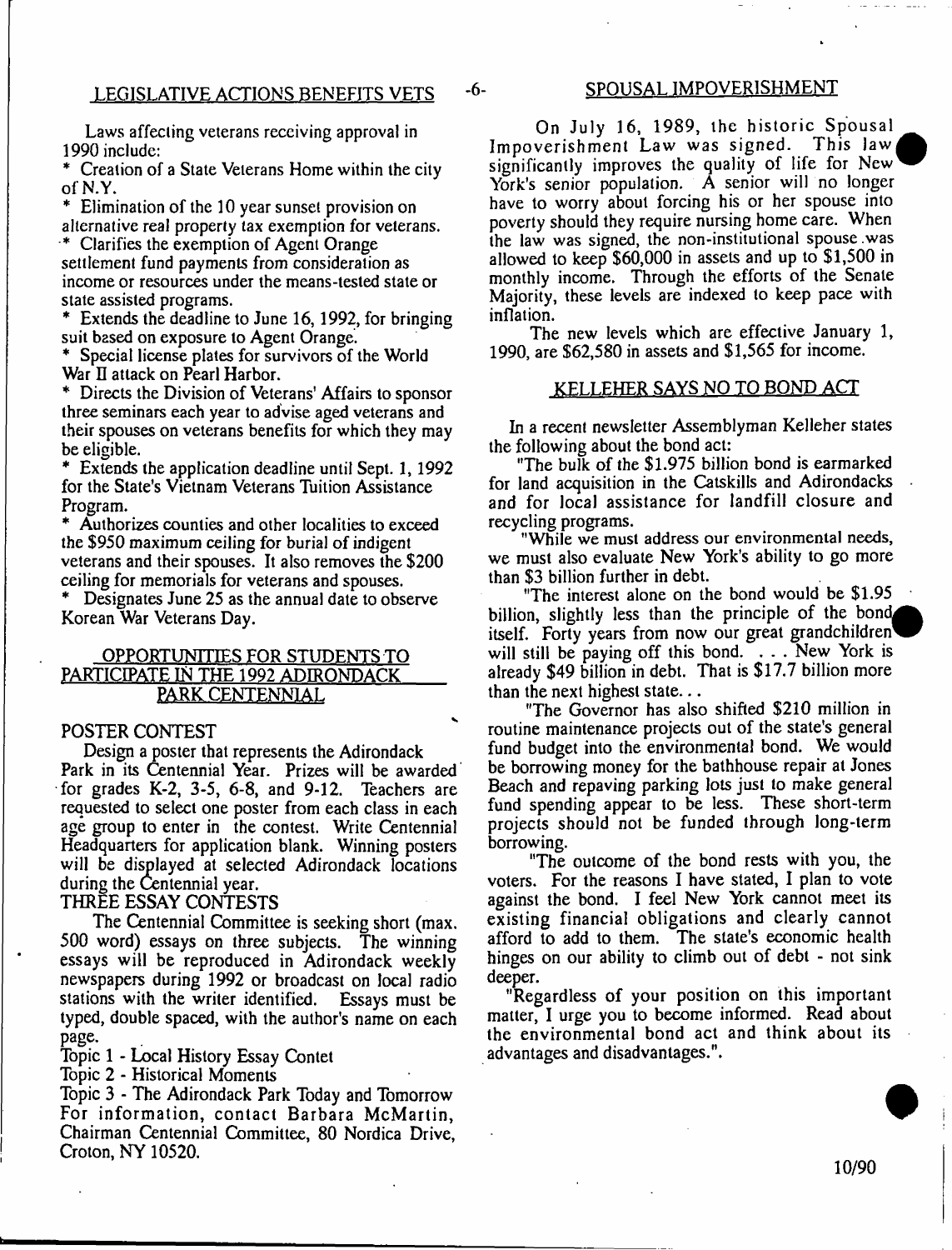## LEGISLATIVE ACTIONS BENEFITS VETS

Laws affecting veterans receiving approval in 1990 include:

* Creation of a State Veterans Home within the city of N.Y.
* Elimination of the 10 year sunset provision on alternative real property tax exemption for veterans.
* Clarifies the exemption of Agent Orange settlement fund payments from consideration as income or resources under the means-tested state or state assisted programs.
* Extends the deadline to June 16, 1992, for bringing suit based on exposure to Agent Orange.
* Special license plates for survivors of the World War II attack on Pearl Harbor.
* Directs the Division of Veterans' Affairs to sponsor three seminars each year to advise aged veterans and their spouses on veterans benefits for which they may be eligible.
* Extends the application deadline until Sept. 1, 1992 for the State's Vietnam Veterans Tuition Assistance Program.
* Authorizes counties and other localities to exceed the $950 maximum ceiling for burial of indigent veterans and their spouses. It also removes the $200 ceiling for memorials for veterans and spouses.
* Designates June 25 as the annual date to observe Korean War Veterans Day.

## OPPORTUNITIES FOR STUDENTS TO PARTICIPATE IN THE 1992 ADIRONDACK PARK CENTENNIAL

### POSTER CONTEST

Design a poster that represents the Adirondack Park in its Centennial Year. Prizes will be awarded for grades K-2, 3-5, 6-8, and 9-12. Teachers are requested to select one poster from each class in each age group to enter in the contest. Write Centennial Headquarters for application blank. Winning posters will be displayed at selected Adirondack locations during the Centennial year.

### THREE ESSAY CONTESTS

The Centennial Committee is seeking short (max. 500 word) essays on three subjects. The winning essays will be reproduced in Adirondack weekly newspapers during 1992 or broadcast on local radio stations with the writer identified. Essays must be typed, double spaced, with the author's name on each page.

Topic 1 - Local History Essay Contet
Topic 2 - Historical Moments
Topic 3 - The Adirondack Park Today and Tomorrow

For information, contact Barbara McMartin, Chairman Centennial Committee, 80 Nordica Drive, Croton, NY 10520.

## SPOUSAL IMPOVERISHMENT

On July 16, 1989, the historic Spousal Impoverishment Law was signed. This law significantly improves the quality of life for New York's senior population. A senior will no longer have to worry about forcing his or her spouse into poverty should they require nursing home care. When the law was signed, the non-institutional spouse was allowed to keep $60,000 in assets and up to $1,500 in monthly income. Through the efforts of the Senate Majority, these levels are indexed to keep pace with inflation.

The new levels which are effective January 1, 1990, are $62,580 in assets and $1,565 for income.

## KELLEHER SAYS NO TO BOND ACT

In a recent newsletter Assemblyman Kelleher states the following about the bond act:

"The bulk of the $1.975 billion bond is earmarked for land acquisition in the Catskills and Adirondacks and for local assistance for landfill closure and recycling programs.

"While we must address our environmental needs, we must also evaluate New York's ability to go more than $3 billion further in debt.

"The interest alone on the bond would be $1.95 billion, slightly less than the principle of the bond itself. Forty years from now our great grandchildren will still be paying off this bond. . . . New York is already $49 billion in debt. That is $17.7 billion more than the next highest state. . .

"The Governor has also shifted $210 million in routine maintenance projects out of the state's general fund budget into the environmental bond. We would be borrowing money for the bathhouse repair at Jones Beach and repaving parking lots just to make general fund spending appear to be less. These short-term projects should not be funded through long-term borrowing.

"The outcome of the bond rests with you, the voters. For the reasons I have stated, I plan to vote against the bond. I feel New York cannot meet its existing financial obligations and clearly cannot afford to add to them. The state's economic health hinges on our ability to climb out of debt - not sink deeper.

"Regardless of your position on this important matter, I urge you to become informed. Read about the environmental bond act and think about its advantages and disadvantages.".

10/90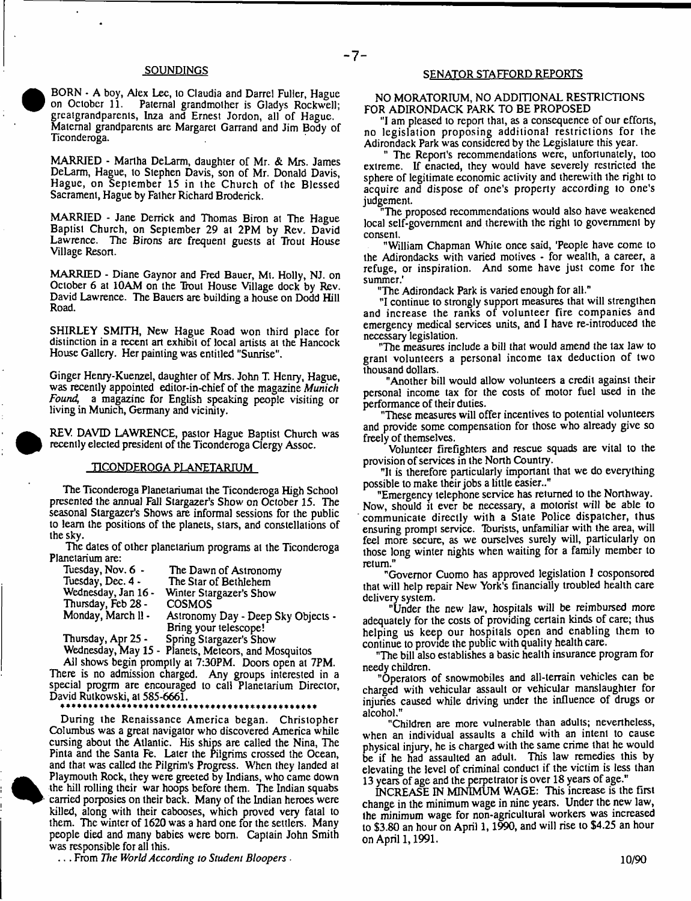## SOUNDINGS

BORN - A boy, Alex Lee, to Claudia and Darrel Fuller, Hague on October 11. Paternal grandmother is Gladys Rockwell; greatgrandparents, Inza and Ernest Jordon, all of Hague. Maternal grandparents are Margaret Garrand and Jim Body of Ticonderoga.

MARRIED - Martha DeLarm, daughter of Mr. & Mrs. James DeLarm, Hague, to Stephen Davis, son of Mr. Donald Davis, Hague, on September 15 in the Church of the Blessed Sacrament, Hague by Father Richard Broderick.

MARRIED - Jane Derrick and Thomas Biron at The Hague Baptist Church, on September 29 at 2PM by Rev. David Lawrence. The Birons are frequent guests at Trout House Village Resort.

MARRIED - Diane Gaynor and Fred Bauer, Mt. Holly, NJ. on October 6 at 10AM on the Trout House Village dock by Rev. David Lawrence. The Bauers are building a house on Dodd Hill Road.

SHIRLEY SMITH, New Hague Road won third place for distinction in a recent art exhibit of local artists at the Hancock House Gallery. Her painting was entitled "Sunrise".

Ginger Henry-Kuenzel, daughter of Mrs. John T. Henry, Hague, was recently appointed editor-in-chief of the magazine *Munich Found*, a magazine for English speaking people visiting or living in Munich, Germany and vicinity.

REV. DAVID LAWRENCE, pastor Hague Baptist Church was recently elected president of the Ticonderoga Clergy Assoc.

## TICONDEROGA PLANETARIUM

The Ticonderoga Planetariumat the Ticonderoga High School presented the annual Fall Stargazer's Show on October 15. The seasonal Stargazer's Shows are informal sessions for the public to learn the positions of the planets, stars, and constellations of the sky.

The dates of other planetarium programs at the Ticonderoga Planetarium are:

| | |
|---|---|
| Tuesday, Nov. 6 - | The Dawn of Astronomy |
| Tuesday, Dec. 4 - | The Star of Bethlehem |
| Wednesday, Jan 16 - | Winter Stargazer's Show |
| Thursday, Feb 28 - | COSMOS |
| Monday, March 11 - | Astronomy Day - Deep Sky Objects - Bring your telescope! |
| Thursday, Apr 25 - | Spring Stargazer's Show |
| Wednesday, May 15 - | Planets, Meteors, and Mosquitos |

All shows begin promptly at 7:30PM. Doors open at 7PM. There is no admission charged. Any groups interested in a special progrm are encouraged to call Planetarium Director, David Rutkowski, at 585-6661.

\*\*\*\*\*\*\*\*\*\*\*\*\*\*\*\*\*\*\*\*\*\*\*\*\*\*\*\*\*\*\*\*\*\*\*\*\*\*\*\*\*\*\*\*\*

During the Renaissance America began. Christopher Columbus was a great navigator who discovered America while cursing about the Atlantic. His ships are called the Nina, The Pinta and the Santa Fe. Later the Pilgrims crossed the Ocean, and that was called the Pilgrim's Progress. When they landed at Playmouth Rock, they were greeted by Indians, who came down the hill rolling their war hoops before them. The Indian squabs carried porposies on their back. Many of the Indian heroes were killed, along with their cabooses, which proved very fatal to them. The winter of 1620 was a hard one for the settlers. Many people died and many babies were born. Captain John Smith was responsible for all this.

. . . From *The World According to Student Bloopers* .

## SENATOR STAFFORD REPORTS

### NO MORATORIUM, NO ADDITIONAL RESTRICTIONS FOR ADIRONDACK PARK TO BE PROPOSED

"I am pleased to report that, as a consequence of our efforts, no legislation proposing additional restrictions for the Adirondack Park was considered by the Legislature this year.

" The Report's recommendations were, unfortunately, too extreme. If enacted, they would have severely restricted the sphere of legitimate economic activity and therewith the right to acquire and dispose of one's property according to one's judgement.

"The proposed recommendations would also have weakened local self-government and therewith the right to government by consent.

"William Chapman White once said, 'People have come to the Adirondacks with varied motives - for wealth, a career, a refuge, or inspiration. And some have just come for the summer.'

"The Adirondack Park is varied enough for all."

"I continue to strongly support measures that will strengthen and increase the ranks of volunteer fire companies and emergency medical services units, and I have re-introduced the necessary legislation.

"The measures include a bill that would amend the tax law to grant volunteers a personal income tax deduction of two thousand dollars.

"Another bill would allow volunteers a credit against their personal income tax for the costs of motor fuel used in the performance of their duties.

"These measures will offer incentives to potential volunteers and provide some compensation for those who already give so freely of themselves.

Volunteer firefighters and rescue squads are vital to the provision of services in the North Country.

"It is therefore particularly important that we do everything possible to make their jobs a little easier.."

"Emergency telephone service has returned to the Northway. Now, should it ever be necessary, a motorist will be able to communicate directly with a State Police dispatcher, thus ensuring prompt service. Tourists, unfamiliar with the area, will feel more secure, as we ourselves surely will, particularly on those long winter nights when waiting for a family member to return."

"Governor Cuomo has approved legislation I cosponsored that will help repair New York's financially troubled health care delivery system.

"Under the new law, hospitals will be reimbursed more adequately for the costs of providing certain kinds of care; thus helping us keep our hospitals open and enabling them to continue to provide the public with quality health care.

"The bill also establishes a basic health insurance program for needy children.

"Operators of snowmobiles and all-terrain vehicles can be charged with vehicular assault or vehicular manslaughter for injuries caused while driving under the influence of drugs or alcohol."

"Children are more vulnerable than adults; nevertheless, when an individual assaults a child with an intent to cause physical injury, he is charged with the same crime that he would be if he had assaulted an adult. This law remedies this by elevating the level of criminal conduct if the victim is less than 13 years of age and the perpetrator is over 18 years of age."

INCREASE IN MINIMUM WAGE: This increase is the first change in the minimum wage in nine years. Under the new law, the minimum wage for non-agricultural workers was increased to \$3.80 an hour on April 1, 1990, and will rise to \$4.25 an hour on April 1, 1991.

10/90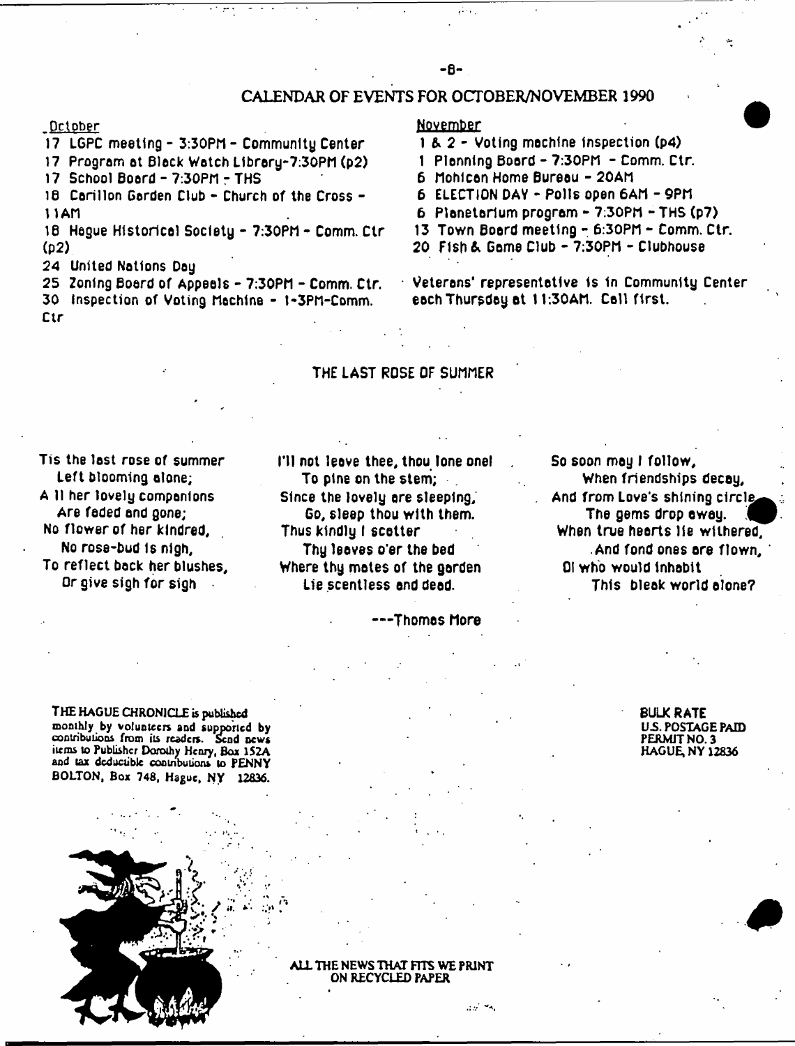## CALENDAR OF EVENTS FOR OCTOBER/NOVEMBER 1990

**October**

17 LGPC meeting - 3:30PM - Community Center
17 Program at Black Watch Library-7:30PM (p2)
17 School Board - 7:30PM - THS
18 Carillon Garden Club - Church of the Cross - 11AM
18 Hague Historical Society - 7:30PM - Comm. Ctr (p2)
24 United Nations Day
25 Zoning Board of Appeals - 7:30PM - Comm. Ctr.
30 Inspection of Voting Machine - 1-3PM-Comm. Ctr

**November**

1 & 2 - Voting machine inspection (p4)
1 Planning Board - 7:30PM - Comm. Ctr.
6 Mohican Home Bureau - 20AM
6 ELECTION DAY - Polls open 6AM - 9PM
6 Planetarium program - 7:30PM - THS (p7)
13 Town Board meeting - 6:30PM - Comm. Ctr.
20 Fish & Game Club - 7:30PM - Clubhouse

Veterans' representative is in Community Center each Thursday at 11:30AM. Call first.

### THE LAST ROSE OF SUMMER

Tis the last rose of summer
Left blooming alone;
All her lovely companions
Are faded and gone;
No flower of her kindred,
No rose-bud is nigh,
To reflect back her blushes,
Or give sigh for sigh

I'll not leave thee, thou lone one!
To pine on the stem;
Since the lovely are sleeping,
Go, sleep thou with them.
Thus kindly I scatter
Thy leaves o'er the bed
Where thy mates of the garden
Lie scentless and dead.

So soon may I follow,
When friendships decay,
And from Love's shining circle
The gems drop away.
When true hearts lie withered,
And fond ones are flown,
O! who would inhabit
This bleak world alone?

---Thomas More

THE HAGUE CHRONICLE is published monthly by volunteers and supported by contributions from its readers. Send news items to Publisher Dorothy Henry, Box 152A and tax deductible contributions to PENNY BOLTON, Box 748, Hague, NY 12836.

BULK RATE
U.S. POSTAGE PAID
PERMIT NO. 3
HAGUE, NY 12836

ALL THE NEWS THAT FITS WE PRINT
ON RECYCLED PAPER